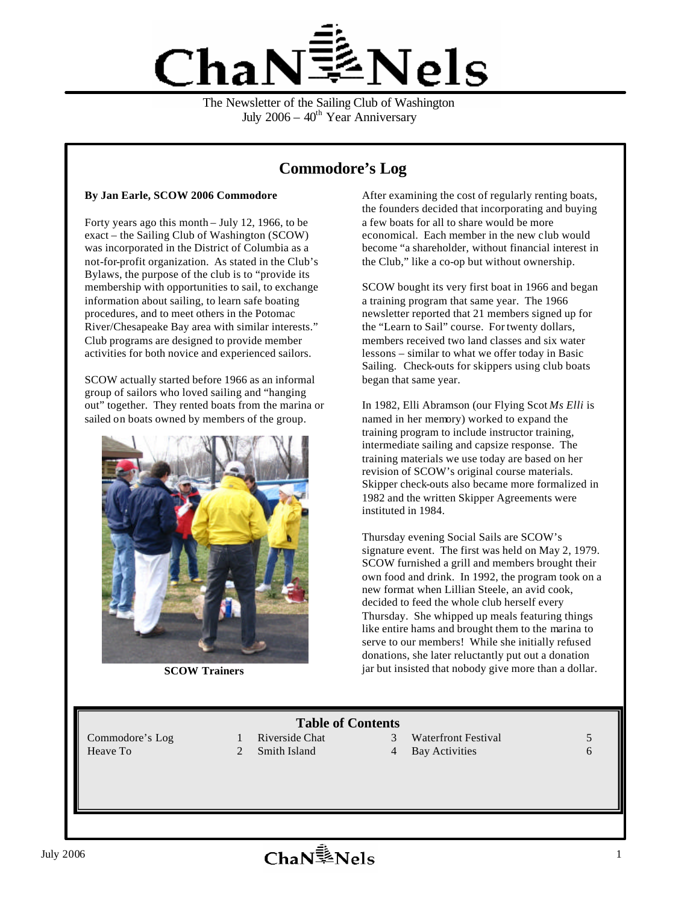# ChaNNels

The Newsletter of the Sailing Club of Washington
July 2006 – 40th Year Anniversary

## Commodore's Log

**By Jan Earle, SCOW 2006 Commodore**

Forty years ago this month – July 12, 1966, to be exact – the Sailing Club of Washington (SCOW) was incorporated in the District of Columbia as a not-for-profit organization. As stated in the Club's Bylaws, the purpose of the club is to "provide its membership with opportunities to sail, to exchange information about sailing, to learn safe boating procedures, and to meet others in the Potomac River/Chesapeake Bay area with similar interests." Club programs are designed to provide member activities for both novice and experienced sailors.

SCOW actually started before 1966 as an informal group of sailors who loved sailing and "hanging out" together. They rented boats from the marina or sailed on boats owned by members of the group.

**SCOW Trainers**

After examining the cost of regularly renting boats, the founders decided that incorporating and buying a few boats for all to share would be more economical. Each member in the new club would become "a shareholder, without financial interest in the Club," like a co-op but without ownership.

SCOW bought its very first boat in 1966 and began a training program that same year. The 1966 newsletter reported that 21 members signed up for the "Learn to Sail" course. For twenty dollars, members received two land classes and six water lessons – similar to what we offer today in Basic Sailing. Check-outs for skippers using club boats began that same year.

In 1982, Elli Abramson (our Flying Scot *Ms Elli* is named in her memory) worked to expand the training program to include instructor training, intermediate sailing and capsize response. The training materials we use today are based on her revision of SCOW's original course materials. Skipper check-outs also became more formalized in 1982 and the written Skipper Agreements were instituted in 1984.

Thursday evening Social Sails are SCOW's signature event. The first was held on May 2, 1979. SCOW furnished a grill and members brought their own food and drink. In 1992, the program took on a new format when Lillian Steele, an avid cook, decided to feed the whole club herself every Thursday. She whipped up meals featuring things like entire hams and brought them to the marina to serve to our members! While she initially refused donations, she later reluctantly put out a donation jar but insisted that nobody give more than a dollar.

### Table of Contents

| | | | | | |
|---|---|---|---|---|---|
| Commodore's Log | 1 | Riverside Chat | 3 | Waterfront Festival | 5 |
| Heave To | 2 | Smith Island | 4 | Bay Activities | 6 |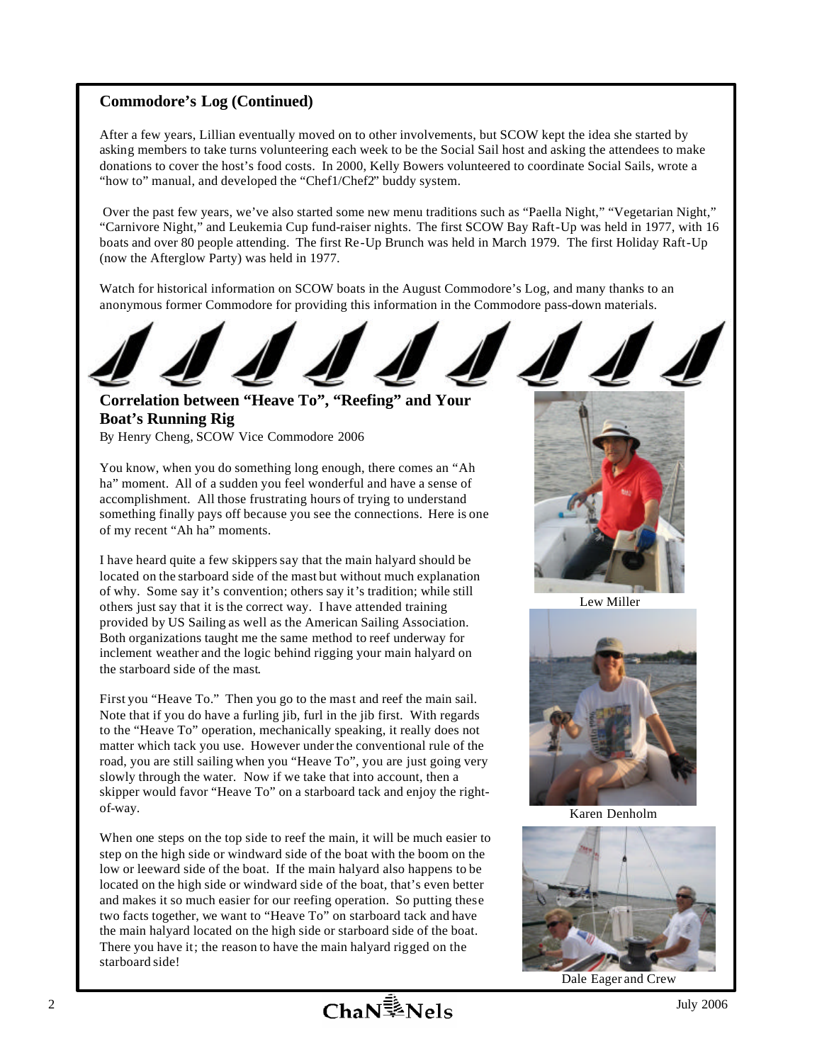## Commodore's Log (Continued)

After a few years, Lillian eventually moved on to other involvements, but SCOW kept the idea she started by asking members to take turns volunteering each week to be the Social Sail host and asking the attendees to make donations to cover the host's food costs. In 2000, Kelly Bowers volunteered to coordinate Social Sails, wrote a "how to" manual, and developed the "Chef1/Chef2" buddy system.

Over the past few years, we've also started some new menu traditions such as "Paella Night," "Vegetarian Night," "Carnivore Night," and Leukemia Cup fund-raiser nights. The first SCOW Bay Raft-Up was held in 1977, with 16 boats and over 80 people attending. The first Re-Up Brunch was held in March 1979. The first Holiday Raft-Up (now the Afterglow Party) was held in 1977.

Watch for historical information on SCOW boats in the August Commodore's Log, and many thanks to an anonymous former Commodore for providing this information in the Commodore pass-down materials.

## Correlation between "Heave To", "Reefing" and Your Boat's Running Rig

By Henry Cheng, SCOW Vice Commodore 2006

You know, when you do something long enough, there comes an "Ah ha" moment. All of a sudden you feel wonderful and have a sense of accomplishment. All those frustrating hours of trying to understand something finally pays off because you see the connections. Here is one of my recent "Ah ha" moments.

I have heard quite a few skippers say that the main halyard should be located on the starboard side of the mast but without much explanation of why. Some say it's convention; others say it's tradition; while still others just say that it is the correct way. I have attended training provided by US Sailing as well as the American Sailing Association. Both organizations taught me the same method to reef underway for inclement weather and the logic behind rigging your main halyard on the starboard side of the mast.

First you "Heave To." Then you go to the mast and reef the main sail. Note that if you do have a furling jib, furl in the jib first. With regards to the "Heave To" operation, mechanically speaking, it really does not matter which tack you use. However under the conventional rule of the road, you are still sailing when you "Heave To", you are just going very slowly through the water. Now if we take that into account, then a skipper would favor "Heave To" on a starboard tack and enjoy the right-of-way.

When one steps on the top side to reef the main, it will be much easier to step on the high side or windward side of the boat with the boom on the low or leeward side of the boat. If the main halyard also happens to be located on the high side or windward side of the boat, that's even better and makes it so much easier for our reefing operation. So putting these two facts together, we want to "Heave To" on starboard tack and have the main halyard located on the high side or starboard side of the boat. There you have it; the reason to have the main halyard rigged on the starboard side!

Lew Miller

Karen Denholm

Dale Eager and Crew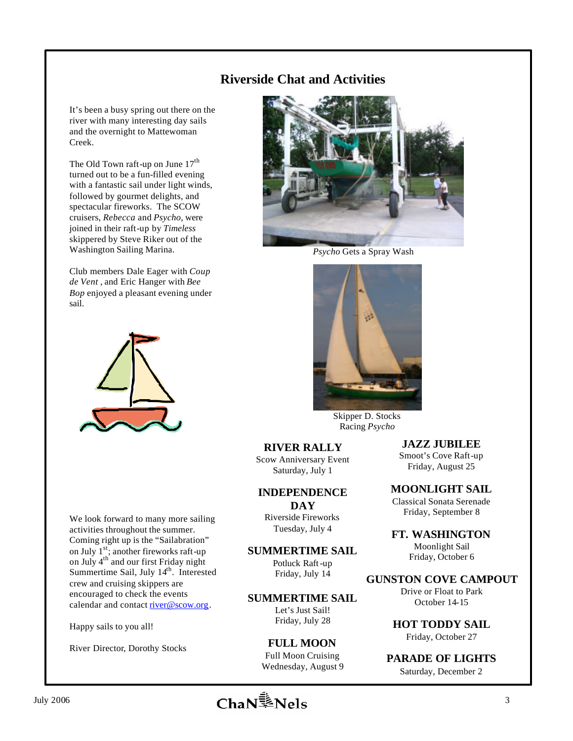# Riverside Chat and Activities

It's been a busy spring out there on the river with many interesting day sails and the overnight to Mattewoman Creek.

The Old Town raft-up on June 17th turned out to be a fun-filled evening with a fantastic sail under light winds, followed by gourmet delights, and spectacular fireworks. The SCOW cruisers, *Rebecca* and *Psycho*, were joined in their raft-up by *Timeless* skippered by Steve Riker out of the Washington Sailing Marina.

Club members Dale Eager with *Coup de Vent* , and Eric Hanger with *Bee Bop* enjoyed a pleasant evening under sail.

We look forward to many more sailing activities throughout the summer. Coming right up is the "Sailabration" on July 1st; another fireworks raft-up on July 4th and our first Friday night Summertime Sail, July 14th. Interested crew and cruising skippers are encouraged to check the events calendar and contact river@scow.org.

Happy sails to you all!

River Director, Dorothy Stocks

*Psycho* Gets a Spray Wash

Skipper D. Stocks Racing *Psycho*

**RIVER RALLY**
Scow Anniversary Event
Saturday, July 1

**INDEPENDENCE DAY**
Riverside Fireworks
Tuesday, July 4

**SUMMERTIME SAIL**
Potluck Raft-up
Friday, July 14

**SUMMERTIME SAIL**
Let's Just Sail!
Friday, July 28

**FULL MOON**
Full Moon Cruising
Wednesday, August 9

**JAZZ JUBILEE**
Smoot's Cove Raft-up
Friday, August 25

**MOONLIGHT SAIL**
Classical Sonata Serenade
Friday, September 8

**FT. WASHINGTON**
Moonlight Sail
Friday, October 6

**GUNSTON COVE CAMPOUT**
Drive or Float to Park
October 14-15

**HOT TODDY SAIL**
Friday, October 27

**PARADE OF LIGHTS**
Saturday, December 2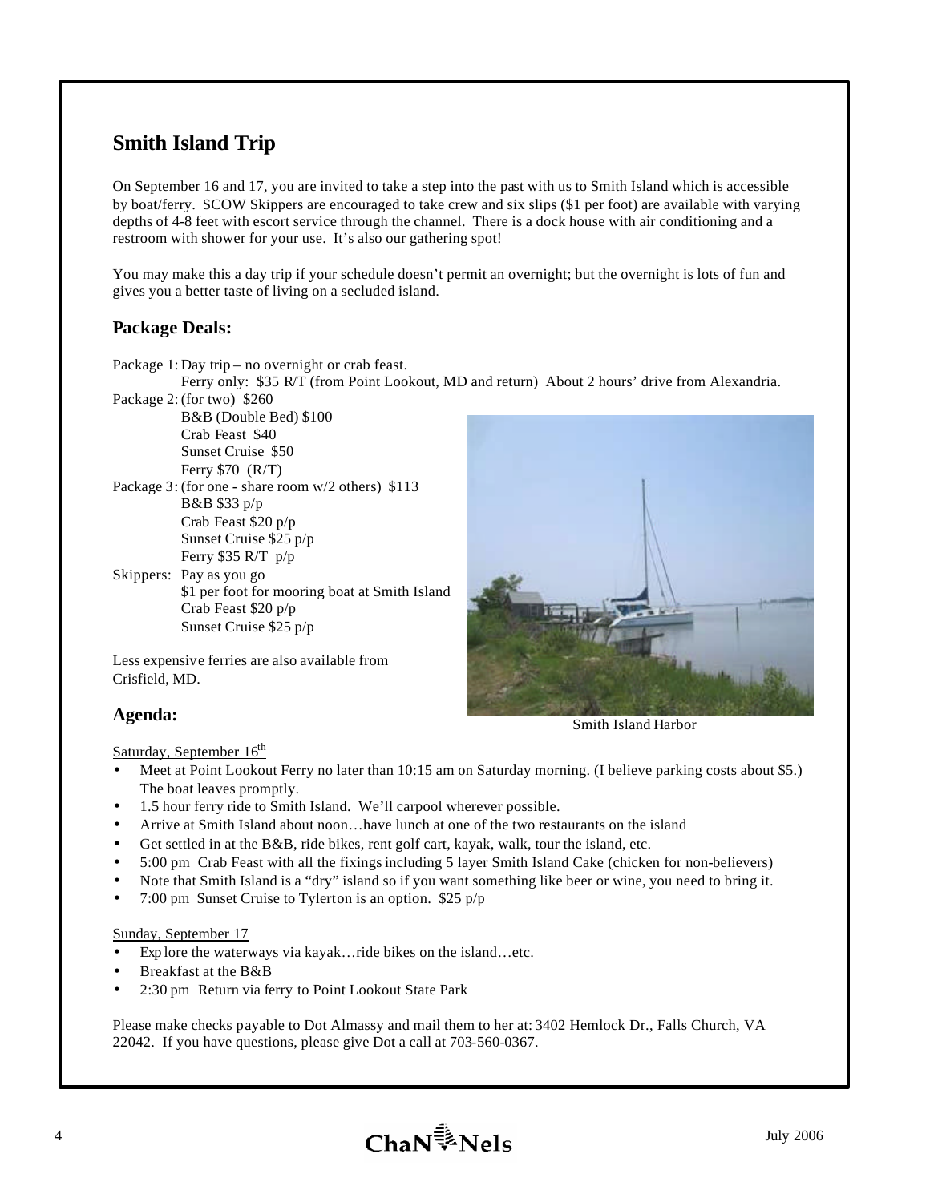## Smith Island Trip

On September 16 and 17, you are invited to take a step into the past with us to Smith Island which is accessible by boat/ferry. SCOW Skippers are encouraged to take crew and six slips ($1 per foot) are available with varying depths of 4-8 feet with escort service through the channel. There is a dock house with air conditioning and a restroom with shower for your use. It's also our gathering spot!

You may make this a day trip if your schedule doesn't permit an overnight; but the overnight is lots of fun and gives you a better taste of living on a secluded island.

### Package Deals:

Package 1: Day trip – no overnight or crab feast.
Ferry only: $35 R/T (from Point Lookout, MD and return) About 2 hours' drive from Alexandria.

Package 2: (for two) $260
- B&B (Double Bed) $100
- Crab Feast $40
- Sunset Cruise $50
- Ferry $70 (R/T)

Package 3: (for one - share room w/2 others) $113
- B&B $33 p/p
- Crab Feast $20 p/p
- Sunset Cruise $25 p/p
- Ferry $35 R/T p/p

Skippers: Pay as you go
- $1 per foot for mooring boat at Smith Island
- Crab Feast $20 p/p
- Sunset Cruise $25 p/p

Less expensive ferries are also available from Crisfield, MD.

Smith Island Harbor

### Agenda:

Saturday, September 16th

- Meet at Point Lookout Ferry no later than 10:15 am on Saturday morning. (I believe parking costs about $5.) The boat leaves promptly.
- 1.5 hour ferry ride to Smith Island. We'll carpool wherever possible.
- Arrive at Smith Island about noon…have lunch at one of the two restaurants on the island
- Get settled in at the B&B, ride bikes, rent golf cart, kayak, walk, tour the island, etc.
- 5:00 pm Crab Feast with all the fixings including 5 layer Smith Island Cake (chicken for non-believers)
- Note that Smith Island is a "dry" island so if you want something like beer or wine, you need to bring it.
- 7:00 pm Sunset Cruise to Tylerton is an option. $25 p/p

Sunday, September 17

- Explore the waterways via kayak…ride bikes on the island…etc.
- Breakfast at the B&B
- 2:30 pm Return via ferry to Point Lookout State Park

Please make checks payable to Dot Almassy and mail them to her at: 3402 Hemlock Dr., Falls Church, VA 22042. If you have questions, please give Dot a call at 703-560-0367.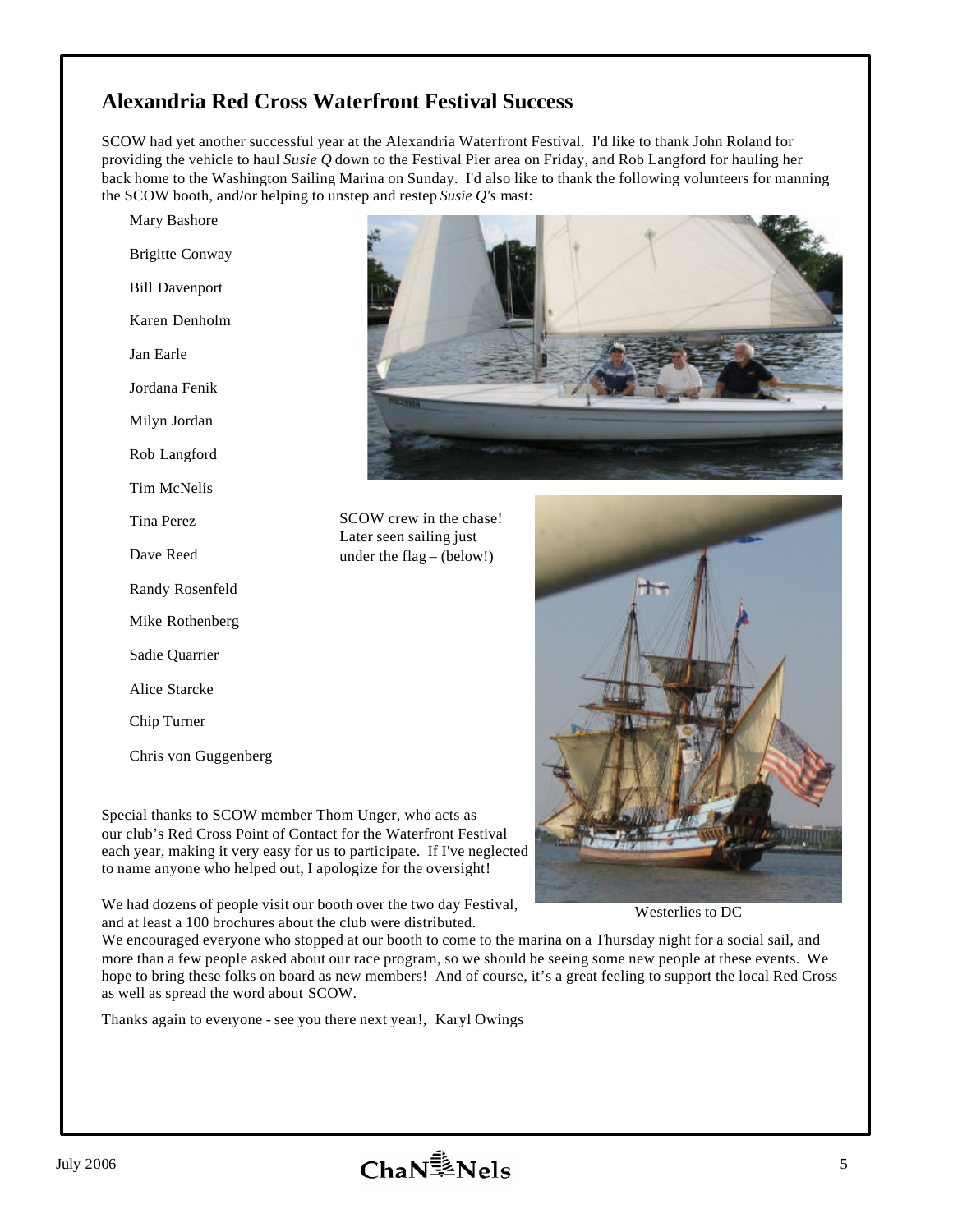## Alexandria Red Cross Waterfront Festival Success

SCOW had yet another successful year at the Alexandria Waterfront Festival. I'd like to thank John Roland for providing the vehicle to haul *Susie Q* down to the Festival Pier area on Friday, and Rob Langford for hauling her back home to the Washington Sailing Marina on Sunday. I'd also like to thank the following volunteers for manning the SCOW booth, and/or helping to unstep and restep *Susie Q's* mast:

Mary Bashore

Brigitte Conway

Bill Davenport

Karen Denholm

Jan Earle

Jordana Fenik

Milyn Jordan

Rob Langford

Tim McNelis

Tina Perez

Dave Reed

Randy Rosenfeld

Mike Rothenberg

Sadie Quarrier

Alice Starcke

Chip Turner

Chris von Guggenberg

SCOW crew in the chase! Later seen sailing just under the flag – (below!)

Westerlies to DC

Special thanks to SCOW member Thom Unger, who acts as our club's Red Cross Point of Contact for the Waterfront Festival each year, making it very easy for us to participate. If I've neglected to name anyone who helped out, I apologize for the oversight!

We had dozens of people visit our booth over the two day Festival, and at least a 100 brochures about the club were distributed. We encouraged everyone who stopped at our booth to come to the marina on a Thursday night for a social sail, and more than a few people asked about our race program, so we should be seeing some new people at these events. We hope to bring these folks on board as new members! And of course, it's a great feeling to support the local Red Cross as well as spread the word about SCOW.

Thanks again to everyone - see you there next year!, Karyl Owings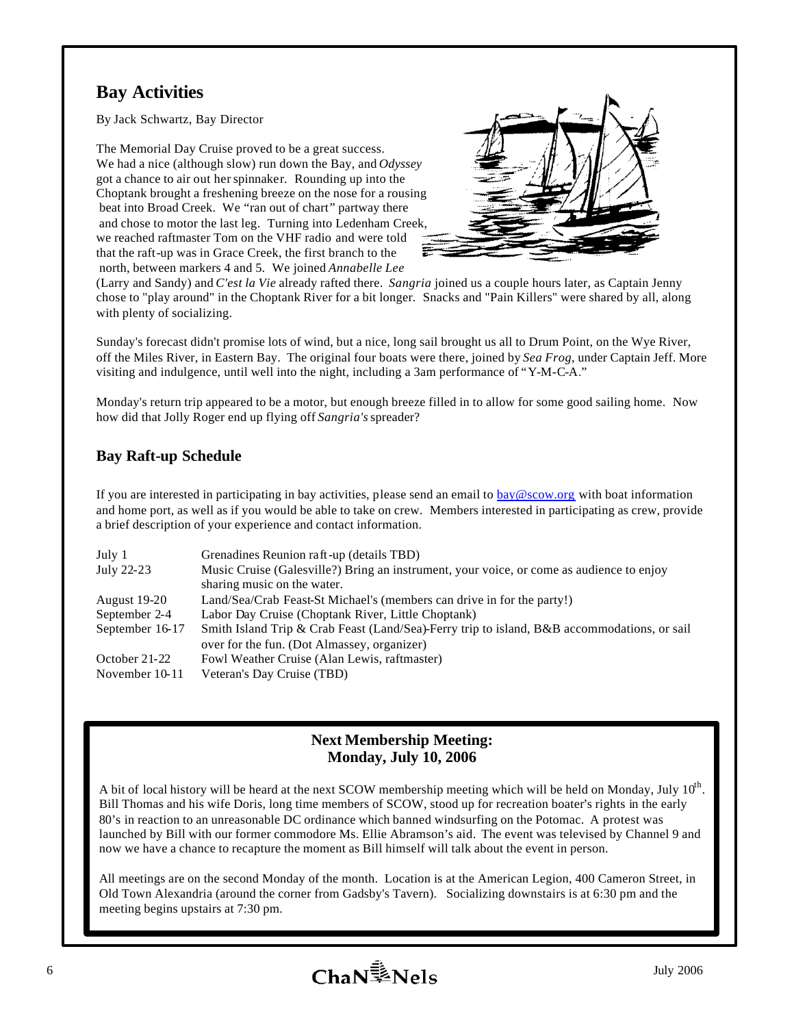## Bay Activities

By Jack Schwartz, Bay Director

The Memorial Day Cruise proved to be a great success. We had a nice (although slow) run down the Bay, and *Odyssey* got a chance to air out her spinnaker. Rounding up into the Choptank brought a freshening breeze on the nose for a rousing beat into Broad Creek. We "ran out of chart" partway there and chose to motor the last leg. Turning into Ledenham Creek, we reached raftmaster Tom on the VHF radio and were told that the raft-up was in Grace Creek, the first branch to the north, between markers 4 and 5. We joined *Annabelle Lee* (Larry and Sandy) and *C'est la Vie* already rafted there. *Sangria* joined us a couple hours later, as Captain Jenny chose to "play around" in the Choptank River for a bit longer. Snacks and "Pain Killers" were shared by all, along with plenty of socializing.

Sunday's forecast didn't promise lots of wind, but a nice, long sail brought us all to Drum Point, on the Wye River, off the Miles River, in Eastern Bay. The original four boats were there, joined by *Sea Frog*, under Captain Jeff. More visiting and indulgence, until well into the night, including a 3am performance of "Y-M-C-A."

Monday's return trip appeared to be a motor, but enough breeze filled in to allow for some good sailing home. Now how did that Jolly Roger end up flying off *Sangria's* spreader?

### Bay Raft-up Schedule

If you are interested in participating in bay activities, please send an email to bay@scow.org with boat information and home port, as well as if you would be able to take on crew. Members interested in participating as crew, provide a brief description of your experience and contact information.

| | |
|---|---|
| July 1 | Grenadines Reunion raft-up (details TBD) |
| July 22-23 | Music Cruise (Galesville?) Bring an instrument, your voice, or come as audience to enjoy sharing music on the water. |
| August 19-20 | Land/Sea/Crab Feast-St Michael's (members can drive in for the party!) |
| September 2-4 | Labor Day Cruise (Choptank River, Little Choptank) |
| September 16-17 | Smith Island Trip & Crab Feast (Land/Sea)-Ferry trip to island, B&B accommodations, or sail over for the fun. (Dot Almassey, organizer) |
| October 21-22 | Fowl Weather Cruise (Alan Lewis, raftmaster) |
| November 10-11 | Veteran's Day Cruise (TBD) |

### Next Membership Meeting: Monday, July 10, 2006

A bit of local history will be heard at the next SCOW membership meeting which will be held on Monday, July 10th. Bill Thomas and his wife Doris, long time members of SCOW, stood up for recreation boater's rights in the early 80's in reaction to an unreasonable DC ordinance which banned windsurfing on the Potomac. A protest was launched by Bill with our former commodore Ms. Ellie Abramson's aid. The event was televised by Channel 9 and now we have a chance to recapture the moment as Bill himself will talk about the event in person.

All meetings are on the second Monday of the month. Location is at the American Legion, 400 Cameron Street, in Old Town Alexandria (around the corner from Gadsby's Tavern). Socializing downstairs is at 6:30 pm and the meeting begins upstairs at 7:30 pm.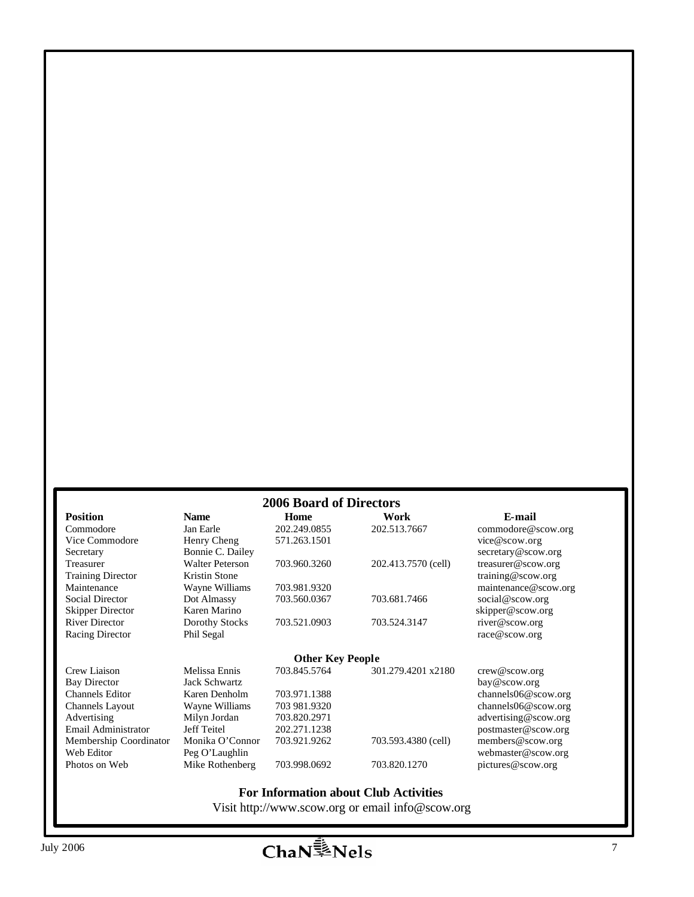## 2006 Board of Directors

| Position | Name | Home | Work | E-mail |
|---|---|---|---|---|
| Commodore | Jan Earle | 202.249.0855 | 202.513.7667 | commodore@scow.org |
| Vice Commodore | Henry Cheng | 571.263.1501 | | vice@scow.org |
| Secretary | Bonnie C. Dailey | | | secretary@scow.org |
| Treasurer | Walter Peterson | 703.960.3260 | 202.413.7570 (cell) | treasurer@scow.org |
| Training Director | Kristin Stone | | | training@scow.org |
| Maintenance | Wayne Williams | 703.981.9320 | | maintenance@scow.org |
| Social Director | Dot Almassy | 703.560.0367 | 703.681.7466 | social@scow.org |
| Skipper Director | Karen Marino | | | skipper@scow.org |
| River Director | Dorothy Stocks | 703.521.0903 | 703.524.3147 | river@scow.org |
| Racing Director | Phil Segal | | | race@scow.org |

### Other Key People

| | | | | |
|---|---|---|---|---|
| Crew Liaison | Melissa Ennis | 703.845.5764 | 301.279.4201 x2180 | crew@scow.org |
| Bay Director | Jack Schwartz | | | bay@scow.org |
| Channels Editor | Karen Denholm | 703.971.1388 | | channels06@scow.org |
| Channels Layout | Wayne Williams | 703 981.9320 | | channels06@scow.org |
| Advertising | Milyn Jordan | 703.820.2971 | | advertising@scow.org |
| Email Administrator | Jeff Teitel | 202.271.1238 | | postmaster@scow.org |
| Membership Coordinator | Monika O'Connor | 703.921.9262 | 703.593.4380 (cell) | members@scow.org |
| Web Editor | Peg O'Laughlin | | | webmaster@scow.org |
| Photos on Web | Mike Rothenberg | 703.998.0692 | 703.820.1270 | pictures@scow.org |

**For Information about Club Activities**

Visit http://www.scow.org or email info@scow.org